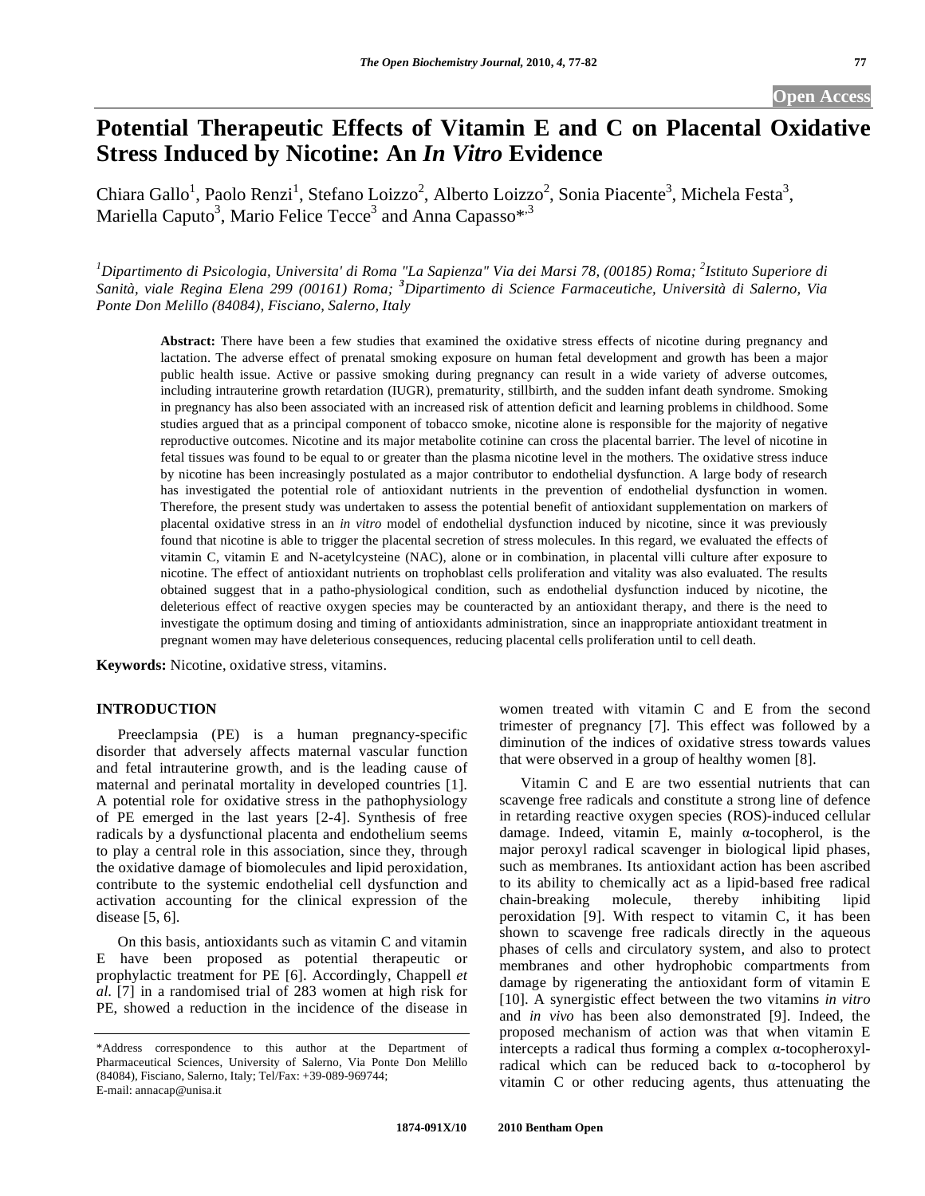# Potential Therapeutic Effects of Vitamin E and C on Placental Oxidative Stress Induced by Nicotine: An *In Vitro* Evidence

Chiara Gallo[1], Paolo Renzi[1], Stefano Loizzo[2], Alberto Loizzo[2], Sonia Piacente[3], Michela Festa[3], Mariella Caputo[3], Mario Felice Tecce[3] and Anna Capasso*[,3]

*[1]Dipartimento di Psicologia, Universita' di Roma "La Sapienza" Via dei Marsi 78, (00185) Roma; [2]Istituto Superiore di Sanità, viale Regina Elena 299 (00161) Roma; [3]Dipartimento di Scienze Farmaceutiche, Università di Salerno, Via Ponte Don Melillo (84084), Fisciano, Salerno, Italy*

**Abstract:** There have been a few studies that examined the oxidative stress effects of nicotine during pregnancy and lactation. The adverse effect of prenatal smoking exposure on human fetal development and growth has been a major public health issue. Active or passive smoking during pregnancy can result in a wide variety of adverse outcomes, including intrauterine growth retardation (IUGR), prematurity, stillbirth, and the sudden infant death syndrome. Smoking in pregnancy has also been associated with an increased risk of attention deficit and learning problems in childhood. Some studies argued that as a principal component of tobacco smoke, nicotine alone is responsible for the majority of negative reproductive outcomes. Nicotine and its major metabolite cotinine can cross the placental barrier. The level of nicotine in fetal tissues was found to be equal to or greater than the plasma nicotine level in the mothers. The oxidative stress induce by nicotine has been increasingly postulated as a major contributor to endothelial dysfunction. A large body of research has investigated the potential role of antioxidant nutrients in the prevention of endothelial dysfunction in women. Therefore, the present study was undertaken to assess the potential benefit of antioxidant supplementation on markers of placental oxidative stress in an *in vitro* model of endothelial dysfunction induced by nicotine, since it was previously found that nicotine is able to trigger the placental secretion of stress molecules. In this regard, we evaluated the effects of vitamin C, vitamin E and N-acetylcysteine (NAC), alone or in combination, in placental villi culture after exposure to nicotine. The effect of antioxidant nutrients on trophoblast cells proliferation and vitality was also evaluated. The results obtained suggest that in a patho-physiological condition, such as endothelial dysfunction induced by nicotine, the deleterious effect of reactive oxygen species may be counteracted by an antioxidant therapy, and there is the need to investigate the optimum dosing and timing of antioxidants administration, since an inappropriate antioxidant treatment in pregnant women may have deleterious consequences, reducing placental cells proliferation until to cell death.

**Keywords:** Nicotine, oxidative stress, vitamins.

## INTRODUCTION

Preeclampsia (PE) is a human pregnancy-specific disorder that adversely affects maternal vascular function and fetal intrauterine growth, and is the leading cause of maternal and perinatal mortality in developed countries [1]. A potential role for oxidative stress in the pathophysiology of PE emerged in the last years [2-4]. Synthesis of free radicals by a dysfunctional placenta and endothelium seems to play a central role in this association, since they, through the oxidative damage of biomolecules and lipid peroxidation, contribute to the systemic endothelial cell dysfunction and activation accounting for the clinical expression of the disease [5, 6].

On this basis, antioxidants such as vitamin C and vitamin E have been proposed as potential therapeutic or prophylactic treatment for PE [6]. Accordingly, Chappell *et al.* [7] in a randomised trial of 283 women at high risk for PE, showed a reduction in the incidence of the disease in women treated with vitamin C and E from the second trimester of pregnancy [7]. This effect was followed by a diminution of the indices of oxidative stress towards values that were observed in a group of healthy women [8].

Vitamin C and E are two essential nutrients that can scavenge free radicals and constitute a strong line of defence in retarding reactive oxygen species (ROS)-induced cellular damage. Indeed, vitamin E, mainly α-tocopherol, is the major peroxyl radical scavenger in biological lipid phases, such as membranes. Its antioxidant action has been ascribed to its ability to chemically act as a lipid-based free radical chain-breaking molecule, thereby inhibiting lipid peroxidation [9]. With respect to vitamin C, it has been shown to scavenge free radicals directly in the aqueous phases of cells and circulatory system, and also to protect membranes and other hydrophobic compartments from damage by rigenerating the antioxidant form of vitamin E [10]. A synergistic effect between the two vitamins *in vitro* and *in vivo* has been also demonstrated [9]. Indeed, the proposed mechanism of action was that when vitamin E intercepts a radical thus forming a complex α-tocopheroxyl-radical which can be reduced back to α-tocopherol by vitamin C or other reducing agents, thus attenuating the

*Address correspondence to this author at the Department of Pharmaceutical Sciences, University of Salerno, Via Ponte Don Melillo (84084), Fisciano, Salerno, Italy; Tel/Fax: +39-089-969744; E-mail: annacap@unisa.it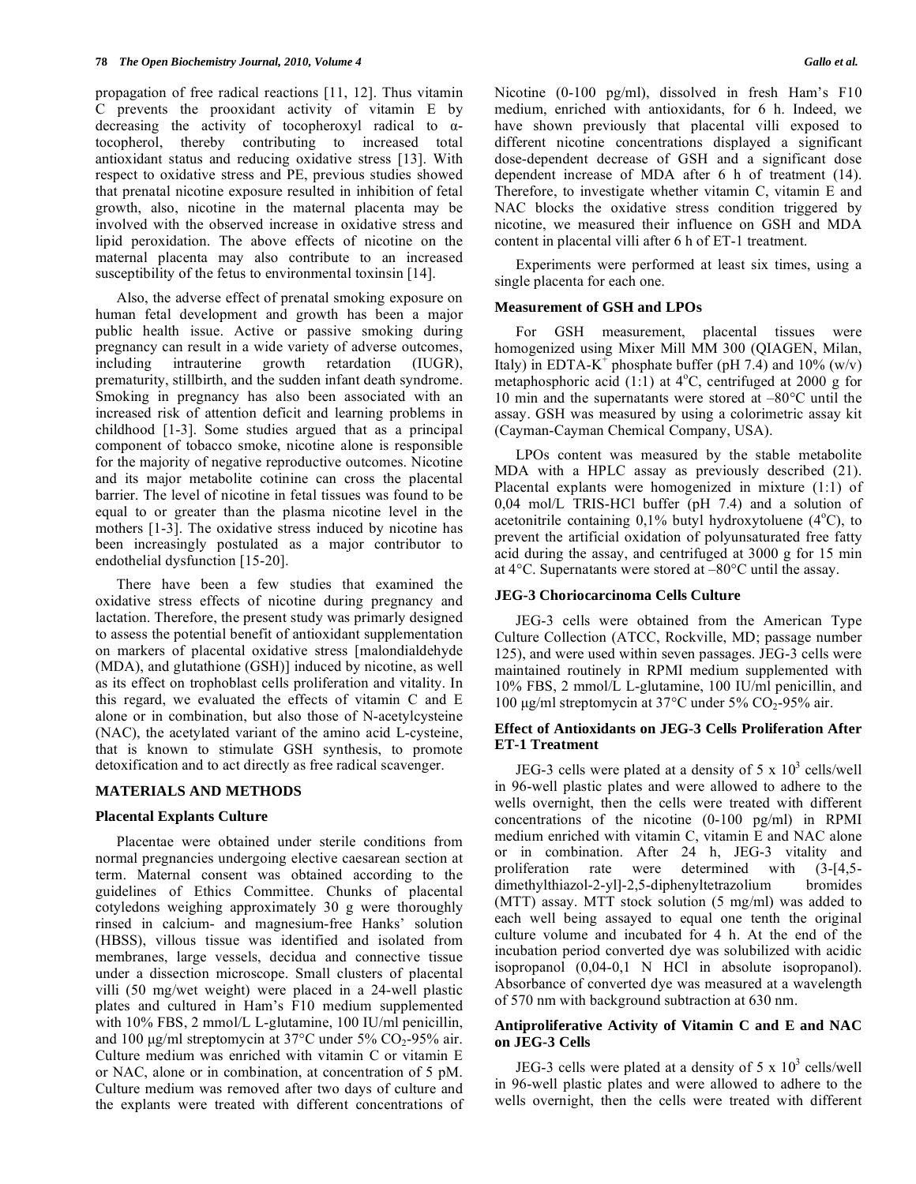propagation of free radical reactions [11, 12]. Thus vitamin C prevents the prooxidant activity of vitamin E by decreasing the activity of tocopheroxyl radical to α-tocopherol, thereby contributing to increased total antioxidant status and reducing oxidative stress [13]. With respect to oxidative stress and PE, previous studies showed that prenatal nicotine exposure resulted in inhibition of fetal growth, also, nicotine in the maternal placenta may be involved with the observed increase in oxidative stress and lipid peroxidation. The above effects of nicotine on the maternal placenta may also contribute to an increased susceptibility of the fetus to environmental toxinsin [14].

Also, the adverse effect of prenatal smoking exposure on human fetal development and growth has been a major public health issue. Active or passive smoking during pregnancy can result in a wide variety of adverse outcomes, including intrauterine growth retardation (IUGR), prematurity, stillbirth, and the sudden infant death syndrome. Smoking in pregnancy has also been associated with an increased risk of attention deficit and learning problems in childhood [1-3]. Some studies argued that as a principal component of tobacco smoke, nicotine alone is responsible for the majority of negative reproductive outcomes. Nicotine and its major metabolite cotinine can cross the placental barrier. The level of nicotine in fetal tissues was found to be equal to or greater than the plasma nicotine level in the mothers [1-3]. The oxidative stress induced by nicotine has been increasingly postulated as a major contributor to endothelial dysfunction [15-20].

There have been a few studies that examined the oxidative stress effects of nicotine during pregnancy and lactation. Therefore, the present study was primarly designed to assess the potential benefit of antioxidant supplementation on markers of placental oxidative stress [malondialdehyde (MDA), and glutathione (GSH)] induced by nicotine, as well as its effect on trophoblast cells proliferation and vitality. In this regard, we evaluated the effects of vitamin C and E alone or in combination, but also those of N-acetylcysteine (NAC), the acetylated variant of the amino acid L-cysteine, that is known to stimulate GSH synthesis, to promote detoxification and to act directly as free radical scavenger.

## MATERIALS AND METHODS

### Placental Explants Culture

Placentae were obtained under sterile conditions from normal pregnancies undergoing elective caesarean section at term. Maternal consent was obtained according to the guidelines of Ethics Committee. Chunks of placental cotyledons weighing approximately 30 g were thoroughly rinsed in calcium- and magnesium-free Hanks' solution (HBSS), villous tissue was identified and isolated from membranes, large vessels, decidua and connective tissue under a dissection microscope. Small clusters of placental villi (50 mg/wet weight) were placed in a 24-well plastic plates and cultured in Ham's F10 medium supplemented with 10% FBS, 2 mmol/L L-glutamine, 100 IU/ml penicillin, and 100 μg/ml streptomycin at 37°C under 5% $CO_2$-95% air. Culture medium was enriched with vitamin C or vitamin E or NAC, alone or in combination, at concentration of 5 pM. Culture medium was removed after two days of culture and the explants were treated with different concentrations of Nicotine (0-100 pg/ml), dissolved in fresh Ham's F10 medium, enriched with antioxidants, for 6 h. Indeed, we have shown previously that placental villi exposed to different nicotine concentrations displayed a significant dose-dependent decrease of GSH and a significant dose dependent increase of MDA after 6 h of treatment (14). Therefore, to investigate whether vitamin C, vitamin E and NAC blocks the oxidative stress condition triggered by nicotine, we measured their influence on GSH and MDA content in placental villi after 6 h of ET-1 treatment.

Experiments were performed at least six times, using a single placenta for each one.

### Measurement of GSH and LPOs

For GSH measurement, placental tissues were homogenized using Mixer Mill MM 300 (QIAGEN, Milan, Italy) in EDTA-$K^+$ phosphate buffer (pH 7.4) and 10% (w/v) metaphosphoric acid (1:1) at 4°C, centrifuged at 2000 g for 10 min and the supernatants were stored at –80°C until the assay. GSH was measured by using a colorimetric assay kit (Cayman-Cayman Chemical Company, USA).

LPOs content was measured by the stable metabolite MDA with a HPLC assay as previously described (21). Placental explants were homogenized in mixture (1:1) of 0,04 mol/L TRIS-HCl buffer (pH 7.4) and a solution of acetonitrile containing 0,1% butyl hydroxytoluene (4°C), to prevent the artificial oxidation of polyunsaturated free fatty acid during the assay, and centrifuged at 3000 g for 15 min at 4°C. Supernatants were stored at –80°C until the assay.

### JEG-3 Choriocarcinoma Cells Culture

JEG-3 cells were obtained from the American Type Culture Collection (ATCC, Rockville, MD; passage number 125), and were used within seven passages. JEG-3 cells were maintained routinely in RPMI medium supplemented with 10% FBS, 2 mmol/L L-glutamine, 100 IU/ml penicillin, and 100 μg/ml streptomycin at 37°C under 5% $CO_2$-95% air.

### Effect of Antioxidants on JEG-3 Cells Proliferation After ET-1 Treatment

JEG-3 cells were plated at a density of 5 x $10^3$ cells/well in 96-well plastic plates and were allowed to adhere to the wells overnight, then the cells were treated with different concentrations of the nicotine (0-100 pg/ml) in RPMI medium enriched with vitamin C, vitamin E and NAC alone or in combination. After 24 h, JEG-3 vitality and proliferation rate were determined with (3-[4,5-dimethylthiazol-2-yl]-2,5-diphenyltetrazolium bromides (MTT) assay. MTT stock solution (5 mg/ml) was added to each well being assayed to equal one tenth the original culture volume and incubated for 4 h. At the end of the incubation period converted dye was solubilized with acidic isopropanol (0,04-0,1 N HCl in absolute isopropanol). Absorbance of converted dye was measured at a wavelength of 570 nm with background subtraction at 630 nm.

### Antiproliferative Activity of Vitamin C and E and NAC on JEG-3 Cells

JEG-3 cells were plated at a density of 5 x $10^3$ cells/well in 96-well plastic plates and were allowed to adhere to the wells overnight, then the cells were treated with different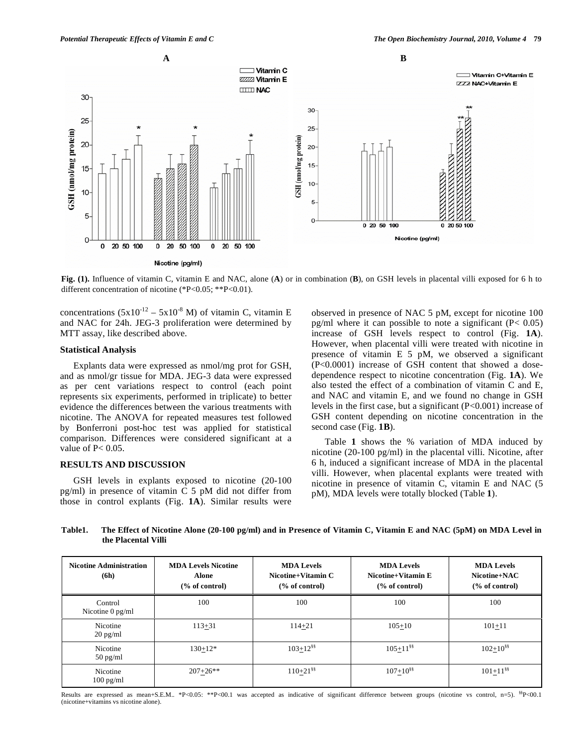Fig. (1). Influence of vitamin C, vitamin E and NAC, alone (**A**) or in combination (**B**), on GSH levels in placental villi exposed for 6 h to different concentration of nicotine (*P<0.05; **P<0.01).

concentrations ($5x10^{-12}$ – $5x10^{-8}$ M) of vitamin C, vitamin E and NAC for 24h. JEG-3 proliferation were determined by MTT assay, like described above.

### Statistical Analysis

Explants data were expressed as nmol/mg prot for GSH, and as nmol/gr tissue for MDA. JEG-3 data were expressed as per cent variations respect to control (each point represents six experiments, performed in triplicate) to better evidence the differences between the various treatments with nicotine. The ANOVA for repeated measures test followed by Bonferroni post-hoc test was applied for statistical comparison. Differences were considered significant at a value of P< 0.05.

## RESULTS AND DISCUSSION

GSH levels in explants exposed to nicotine (20-100 pg/ml) in presence of vitamin C 5 pM did not differ from those in control explants (Fig. **1A**). Similar results were observed in presence of NAC 5 pM, except for nicotine 100 pg/ml where it can possible to note a significant (P< 0.05) increase of GSH levels respect to control (Fig. **1A**). However, when placental villi were treated with nicotine in presence of vitamin E 5 pM, we observed a significant (P<0.0001) increase of GSH content that showed a dose-dependence respect to nicotine concentration (Fig. **1A**). We also tested the effect of a combination of vitamin C and E, and NAC and vitamin E, and we found no change in GSH levels in the first case, but a significant (P<0.001) increase of GSH content depending on nicotine concentration in the second case (Fig. **1B**).

Table **1** shows the % variation of MDA induced by nicotine (20-100 pg/ml) in the placental villi. Nicotine, after 6 h, induced a significant increase of MDA in the placental villi. However, when placental explants were treated with nicotine in presence of vitamin C, vitamin E and NAC (5 pM), MDA levels were totally blocked (Table **1**).

**Table1. The Effect of Nicotine Alone (20-100 pg/ml) and in Presence of Vitamin C, Vitamin E and NAC (5pM) on MDA Level in the Placental Villi**

| Nicotine Administration (6h) | MDA Levels Nicotine Alone (% of control) | MDA Levels Nicotine+Vitamin C (% of control) | MDA Levels Nicotine+Vitamin E (% of control) | MDA Levels Nicotine+NAC (% of control) |
|---|---|---|---|---|
| Control Nicotine 0 pg/ml | 100 | 100 | 100 | 100 |
| Nicotine 20 pg/ml | 113±31 | 114±21 | 105±10 | 101±11 |
| Nicotine 50 pg/ml | 130±12* | 103±12[§§] | 105±11[§§] | 102±10[§§] |
| Nicotine 100 pg/ml | 207±26** | 110±21[§§] | 107±10[§§] | 101±11[§§] |

Results are expressed as mean+S.E.M.. *P<0.05: **P<00.1 was accepted as indicative of significant difference between groups (nicotine vs control, n=5). [§§]P<00.1 (nicotine+vitamins vs nicotine alone).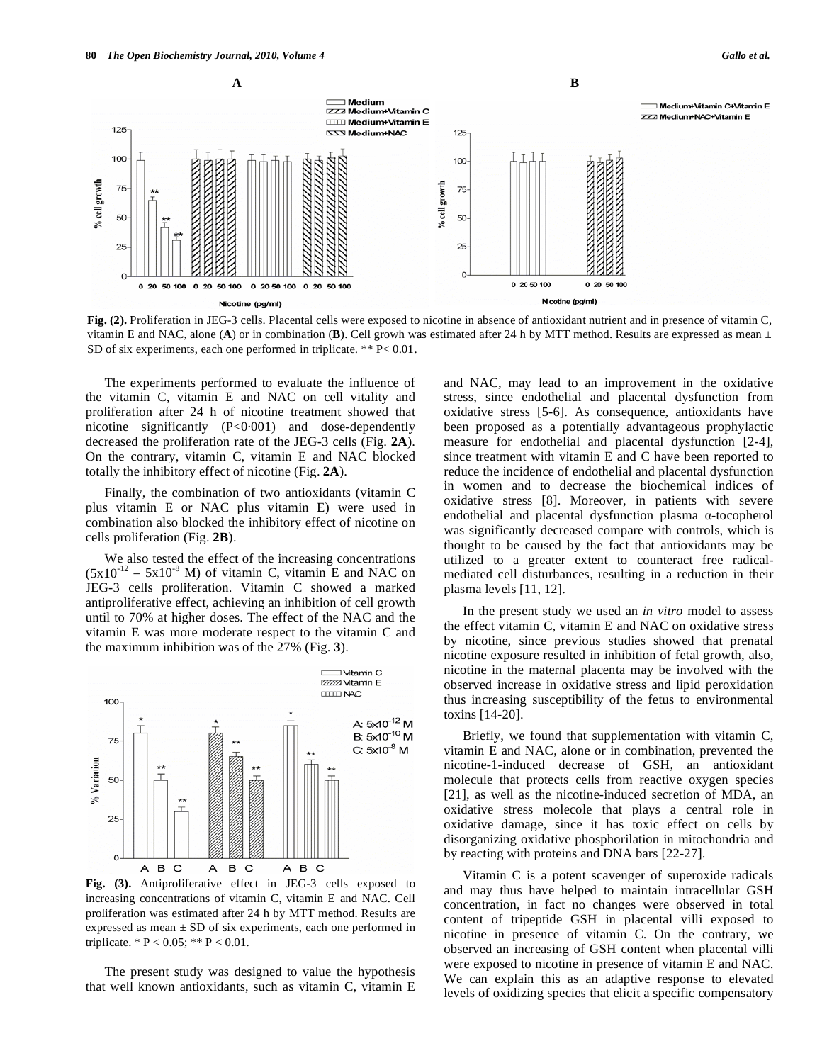**Fig. (2).** Proliferation in JEG-3 cells. Placental cells were exposed to nicotine in absence of antioxidant nutrient and in presence of vitamin C, vitamin E and NAC, alone (**A**) or in combination (**B**). Cell growth was estimated after 24 h by MTT method. Results are expressed as mean ± SD of six experiments, each one performed in triplicate. ** P< 0.01.

The experiments performed to evaluate the influence of the vitamin C, vitamin E and NAC on cell vitality and proliferation after 24 h of nicotine treatment showed that nicotine significantly (P<0·001) and dose-dependently decreased the proliferation rate of the JEG-3 cells (Fig. **2A**). On the contrary, vitamin C, vitamin E and NAC blocked totally the inhibitory effect of nicotine (Fig. **2A**).

Finally, the combination of two antioxidants (vitamin C plus vitamin E or NAC plus vitamin E) were used in combination also blocked the inhibitory effect of nicotine on cells proliferation (Fig. **2B**).

We also tested the effect of the increasing concentrations ($5x10^{-12}$ – $5x10^{-8}$ M) of vitamin C, vitamin E and NAC on JEG-3 cells proliferation. Vitamin C showed a marked antiproliferative effect, achieving an inhibition of cell growth until to 70% at higher doses. The effect of the NAC and the vitamin E was more moderate respect to the vitamin C and the maximum inhibition was of the 27% (Fig. **3**).

**Fig. (3).** Antiproliferative effect in JEG-3 cells exposed to increasing concentrations of vitamin C, vitamin E and NAC. Cell proliferation was estimated after 24 h by MTT method. Results are expressed as mean ± SD of six experiments, each one performed in triplicate. * P < 0.05; ** P < 0.01.

The present study was designed to value the hypothesis that well known antioxidants, such as vitamin C, vitamin E and NAC, may lead to an improvement in the oxidative stress, since endothelial and placental dysfunction from oxidative stress [5-6]. As consequence, antioxidants have been proposed as a potentially advantageous prophylactic measure for endothelial and placental dysfunction [2-4], since treatment with vitamin E and C have been reported to reduce the incidence of endothelial and placental dysfunction in women and to decrease the biochemical indices of oxidative stress [8]. Moreover, in patients with severe endothelial and placental dysfunction plasma α-tocopherol was significantly decreased compare with controls, which is thought to be caused by the fact that antioxidants may be utilized to a greater extent to counteract free radical-mediated cell disturbances, resulting in a reduction in their plasma levels [11, 12].

In the present study we used an *in vitro* model to assess the effect vitamin C, vitamin E and NAC on oxidative stress by nicotine, since previous studies showed that prenatal nicotine exposure resulted in inhibition of fetal growth, also, nicotine in the maternal placenta may be involved with the observed increase in oxidative stress and lipid peroxidation thus increasing susceptibility of the fetus to environmental toxins [14-20].

Briefly, we found that supplementation with vitamin C, vitamin E and NAC, alone or in combination, prevented the nicotine-1-induced decrease of GSH, an antioxidant molecule that protects cells from reactive oxygen species [21], as well as the nicotine-induced secretion of MDA, an oxidative stress molecole that plays a central role in oxidative damage, since it has toxic effect on cells by disorganizing oxidative phosphorilation in mitochondria and by reacting with proteins and DNA bars [22-27].

Vitamin C is a potent scavenger of superoxide radicals and may thus have helped to maintain intracellular GSH concentration, in fact no changes were observed in total content of tripeptide GSH in placental villi exposed to nicotine in presence of vitamin C. On the contrary, we observed an increasing of GSH content when placental villi were exposed to nicotine in presence of vitamin E and NAC. We can explain this as an adaptive response to elevated levels of oxidizing species that elicit a specific compensatory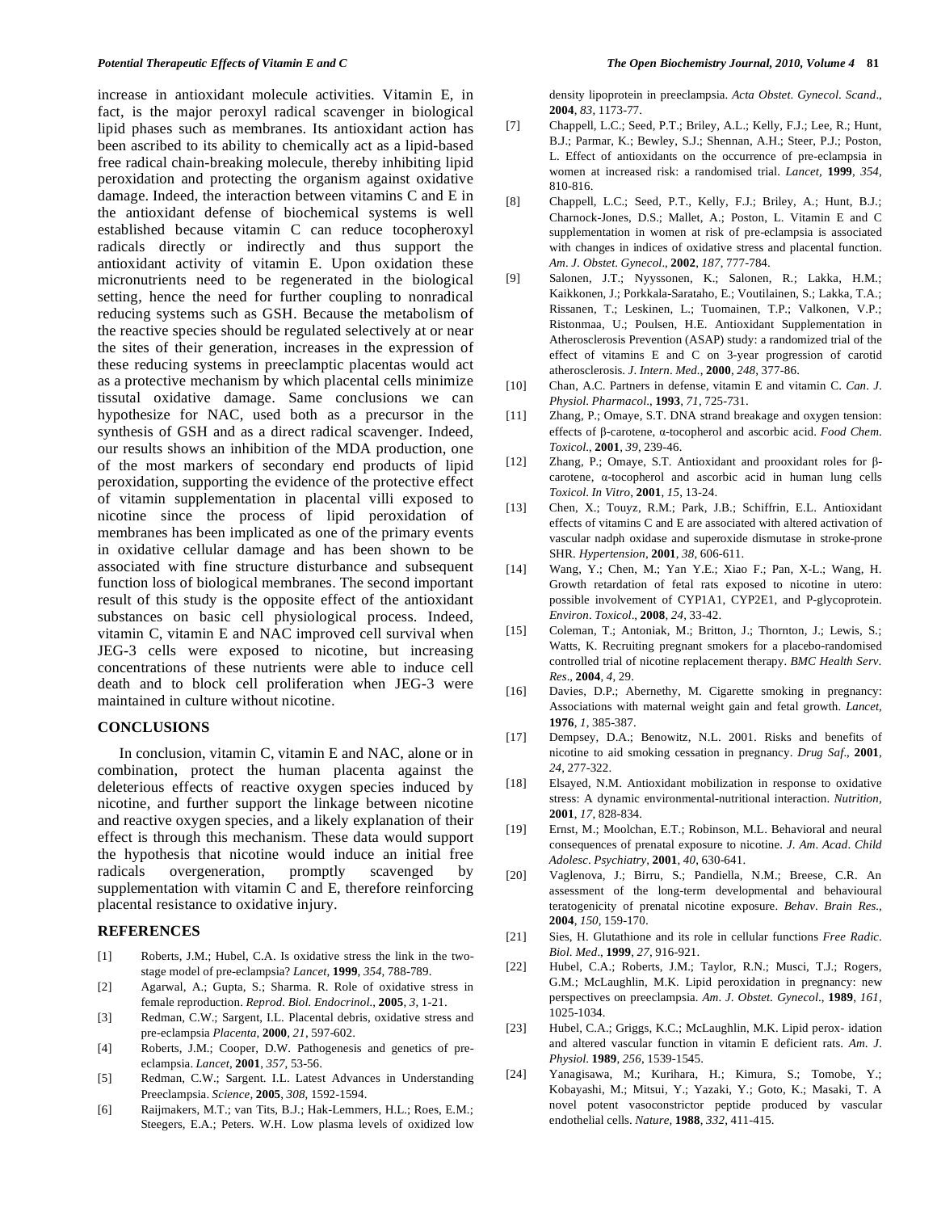increase in antioxidant molecule activities. Vitamin E, in fact, is the major peroxyl radical scavenger in biological lipid phases such as membranes. Its antioxidant action has been ascribed to its ability to chemically act as a lipid-based free radical chain-breaking molecule, thereby inhibiting lipid peroxidation and protecting the organism against oxidative damage. Indeed, the interaction between vitamins C and E in the antioxidant defense of biochemical systems is well established because vitamin C can reduce tocopheroxyl radicals directly or indirectly and thus support the antioxidant activity of vitamin E. Upon oxidation these micronutrients need to be regenerated in the biological setting, hence the need for further coupling to nonradical reducing systems such as GSH. Because the metabolism of the reactive species should be regulated selectively at or near the sites of their generation, increases in the expression of these reducing systems in preeclamptic placentas would act as a protective mechanism by which placental cells minimize tissutal oxidative damage. Same conclusions we can hypothesize for NAC, used both as a precursor in the synthesis of GSH and as a direct radical scavenger. Indeed, our results shows an inhibition of the MDA production, one of the most markers of secondary end products of lipid peroxidation, supporting the evidence of the protective effect of vitamin supplementation in placental villi exposed to nicotine since the process of lipid peroxidation of membranes has been implicated as one of the primary events in oxidative cellular damage and has been shown to be associated with fine structure disturbance and subsequent function loss of biological membranes. The second important result of this study is the opposite effect of the antioxidant substances on basic cell physiological process. Indeed, vitamin C, vitamin E and NAC improved cell survival when JEG-3 cells were exposed to nicotine, but increasing concentrations of these nutrients were able to induce cell death and to block cell proliferation when JEG-3 were maintained in culture without nicotine.

## CONCLUSIONS

In conclusion, vitamin C, vitamin E and NAC, alone or in combination, protect the human placenta against the deleterious effects of reactive oxygen species induced by nicotine, and further support the linkage between nicotine and reactive oxygen species, and a likely explanation of their effect is through this mechanism. These data would support the hypothesis that nicotine would induce an initial free radicals overgeneration, promptly scavenged by supplementation with vitamin C and E, therefore reinforcing placental resistance to oxidative injury.

## REFERENCES

[1] Roberts, J.M.; Hubel, C.A. Is oxidative stress the link in the two-stage model of pre-eclampsia? *Lancet*, **1999**, *354*, 788-789.

[2] Agarwal, A.; Gupta, S.; Sharma. R. Role of oxidative stress in female reproduction. *Reprod. Biol. Endocrinol.*, **2005**, *3*, 1-21.

[3] Redman, C.W.; Sargent, I.L. Placental debris, oxidative stress and pre-eclampsia *Placenta*, **2000**, *21*, 597-602.

[4] Roberts, J.M.; Cooper, D.W. Pathogenesis and genetics of pre-eclampsia. *Lancet*, **2001**, *357*, 53-56.

[5] Redman, C.W.; Sargent. I.L. Latest Advances in Understanding Preeclampsia. *Science*, **2005**, *308*, 1592-1594.

[6] Raijmakers, M.T.; van Tits, B.J.; Hak-Lemmers, H.L.; Roes, E.M.; Steegers, E.A.; Peters. W.H. Low plasma levels of oxidized low density lipoprotein in preeclampsia. *Acta Obstet. Gynecol. Scand*., **2004**, *83*, 1173-77.

[7] Chappell, L.C.; Seed, P.T.; Briley, A.L.; Kelly, F.J.; Lee, R.; Hunt, B.J.; Parmar, K.; Bewley, S.J.; Shennan, A.H.; Steer, P.J.; Poston, L. Effect of antioxidants on the occurrence of pre-eclampsia in women at increased risk: a randomised trial. *Lancet*, **1999**, *354*, 810-816.

[8] Chappell, L.C.; Seed, P.T., Kelly, F.J.; Briley, A.; Hunt, B.J.; Charnock-Jones, D.S.; Mallet, A.; Poston, L. Vitamin E and C supplementation in women at risk of pre-eclampsia is associated with changes in indices of oxidative stress and placental function. *Am. J. Obstet. Gynecol*., **2002**, *187*, 777-784.

[9] Salonen, J.T.; Nyyssonen, K.; Salonen, R.; Lakka, H.M.; Kaikkonen, J.; Porkkala-Sarataho, E.; Voutilainen, S.; Lakka, T.A.; Rissanen, T.; Leskinen, L.; Tuomainen, T.P.; Valkonen, V.P.; Ristonmaa, U.; Poulsen, H.E. Antioxidant Supplementation in Atherosclerosis Prevention (ASAP) study: a randomized trial of the effect of vitamins E and C on 3-year progression of carotid atherosclerosis. *J. Intern. Med.*, **2000**, *248*, 377-86.

[10] Chan, A.C. Partners in defense, vitamin E and vitamin C. *Can. J. Physiol. Pharmacol*., **1993**, *71*, 725-731.

[11] Zhang, P.; Omaye, S.T. DNA strand breakage and oxygen tension: effects of β-carotene, α-tocopherol and ascorbic acid. *Food Chem. Toxicol*., **2001**, *39*, 239-46.

[12] Zhang, P.; Omaye, S.T. Antioxidant and prooxidant roles for β-carotene, α-tocopherol and ascorbic acid in human lung cells *Toxicol. In Vitro*, **2001**, *15*, 13-24.

[13] Chen, X.; Touyz, R.M.; Park, J.B.; Schiffrin, E.L. Antioxidant effects of vitamins C and E are associated with altered activation of vascular nadph oxidase and superoxide dismutase in stroke-prone SHR. *Hypertension*, **2001**, *38*, 606-611.

[14] Wang, Y.; Chen, M.; Yan Y.E.; Xiao F.; Pan, X-L.; Wang, H. Growth retardation of fetal rats exposed to nicotine in utero: possible involvement of CYP1A1, CYP2E1, and P-glycoprotein. *Environ. Toxicol*., **2008**, *24*, 33-42.

[15] Coleman, T.; Antoniak, M.; Britton, J.; Thornton, J.; Lewis, S.; Watts, K. Recruiting pregnant smokers for a placebo-randomised controlled trial of nicotine replacement therapy. *BMC Health Serv. Res*., **2004**, *4*, 29.

[16] Davies, D.P.; Abernethy, M. Cigarette smoking in pregnancy: Associations with maternal weight gain and fetal growth. *Lancet*, **1976**, *1*, 385-387.

[17] Dempsey, D.A.; Benowitz, N.L. 2001. Risks and benefits of nicotine to aid smoking cessation in pregnancy. *Drug Saf*., **2001**, *24*, 277-322.

[18] Elsayed, N.M. Antioxidant mobilization in response to oxidative stress: A dynamic environmental-nutritional interaction. *Nutrition*, **2001**, *17*, 828-834.

[19] Ernst, M.; Moolchan, E.T.; Robinson, M.L. Behavioral and neural consequences of prenatal exposure to nicotine. *J. Am. Acad. Child Adolesc. Psychiatry*, **2001**, *40*, 630-641.

[20] Vaglenova, J.; Birru, S.; Pandiella, N.M.; Breese, C.R. An assessment of the long-term developmental and behavioural teratogenicity of prenatal nicotine exposure. *Behav. Brain Res*., **2004**, *150*, 159-170.

[21] Sies, H. Glutathione and its role in cellular functions *Free Radic. Biol. Med*., **1999**, *27*, 916-921.

[22] Hubel, C.A.; Roberts, J.M.; Taylor, R.N.; Musci, T.J.; Rogers, G.M.; McLaughlin, M.K. Lipid peroxidation in pregnancy: new perspectives on preeclampsia. *Am. J. Obstet. Gynecol*., **1989**, *161*, 1025-1034.

[23] Hubel, C.A.; Griggs, K.C.; McLaughlin, M.K. Lipid perox- idation and altered vascular function in vitamin E deficient rats. *Am. J. Physiol*. **1989**, *256*, 1539-1545.

[24] Yanagisawa, M.; Kurihara, H.; Kimura, S.; Tomobe, Y.; Kobayashi, M.; Mitsui, Y.; Yazaki, Y.; Goto, K.; Masaki, T. A novel potent vasoconstrictor peptide produced by vascular endothelial cells. *Nature*, **1988**, *332*, 411-415.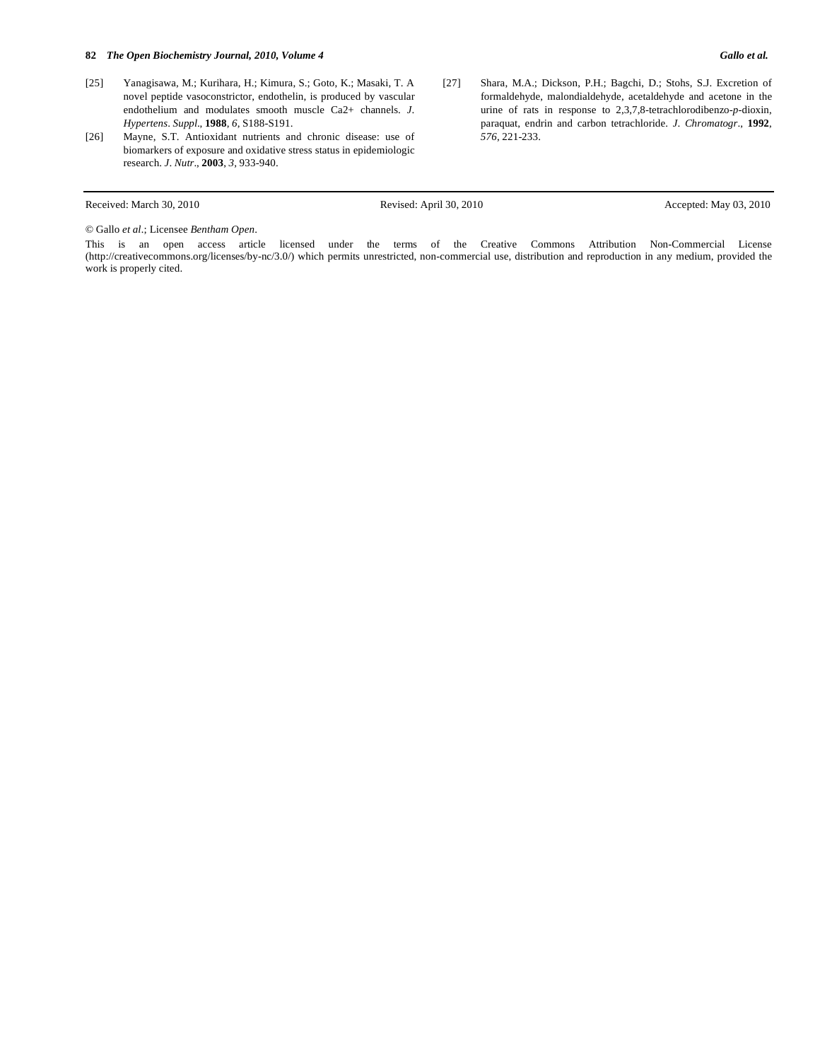[25] Yanagisawa, M.; Kurihara, H.; Kimura, S.; Goto, K.; Masaki, T. A novel peptide vasoconstrictor, endothelin, is produced by vascular endothelium and modulates smooth muscle Ca2+ channels. *J. Hypertens. Suppl*., **1988**, *6*, S188-S191.

[26] Mayne, S.T. Antioxidant nutrients and chronic disease: use of biomarkers of exposure and oxidative stress status in epidemiologic research. *J. Nutr*., **2003**, *3*, 933-940.

[27] Shara, M.A.; Dickson, P.H.; Bagchi, D.; Stohs, S.J. Excretion of formaldehyde, malondialdehyde, acetaldehyde and acetone in the urine of rats in response to 2,3,7,8-tetrachlorodibenzo-*p*-dioxin, paraquat, endrin and carbon tetrachloride. *J. Chromatogr*., **1992**, *576*, 221-233.

---

Received: March 30, 2010 Revised: April 30, 2010 Accepted: May 03, 2010

© Gallo *et al*.; Licensee *Bentham Open*.

This is an open access article licensed under the terms of the Creative Commons Attribution Non-Commercial License (http://creativecommons.org/licenses/by-nc/3.0/) which permits unrestricted, non-commercial use, distribution and reproduction in any medium, provided the work is properly cited.